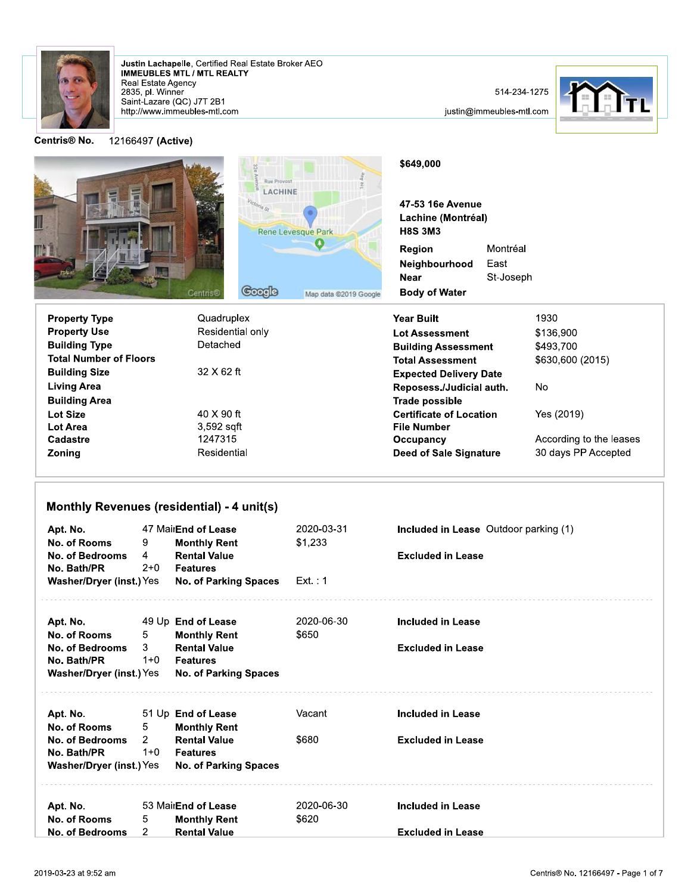**Justin Lachapelle**, Certified Real Estate Broker AEO
**IMMEUBLES MTL / MTL REALTY**
Real Estate Agency
2835, pl. Winner
Saint-Lazare (QC) J7T 2B1
http://www.immeubles-mtl.com

514-234-1275
justin@immeubles-mtl.com

**Centris® No.** 12166497 **(Active)**

**$649,000**

**47-53 16e Avenue**
**Lachine (Montréal)**
**H8S 3M3**

| | |
|---|---|
| **Region** | Montréal |
| **Neighbourhood** | East |
| **Near** | St-Joseph |
| **Body of Water** | |

| | | | |
|---|---|---|---|
| **Property Type** | Quadruplex | **Year Built** | 1930 |
| **Property Use** | Residential only | **Lot Assessment** | $136,900 |
| **Building Type** | Detached | **Building Assessment** | $493,700 |
| **Total Number of Floors** | | **Total Assessment** | $630,600 (2015) |
| **Building Size** | 32 X 62 ft | **Expected Delivery Date** | |
| **Living Area** | | **Reposess./Judicial auth.** | No |
| **Building Area** | | **Trade possible** | |
| **Lot Size** | 40 X 90 ft | **Certificate of Location** | Yes (2019) |
| **Lot Area** | 3,592 sqft | **File Number** | |
| **Cadastre** | 1247315 | **Occupancy** | According to the leases |
| **Zoning** | Residential | **Deed of Sale Signature** | 30 days PP Accepted |

## Monthly Revenues (residential) - 4 unit(s)

| | | | | | |
|---|---|---|---|---|---|
| **Apt. No.** | 47 Main | **End of Lease** | 2020-03-31 | **Included in Lease** | Outdoor parking (1) |
| **No. of Rooms** | 9 | **Monthly Rent** | $1,233 | | |
| **No. of Bedrooms** | 4 | **Rental Value** | | **Excluded in Lease** | |
| **No. Bath/PR** | 2+0 | **Features** | | | |
| **Washer/Dryer (inst.)** | Yes | **No. of Parking Spaces** | Ext. : 1 | | |

| | | | | | |
|---|---|---|---|---|---|
| **Apt. No.** | 49 Up | **End of Lease** | 2020-06-30 | **Included in Lease** | |
| **No. of Rooms** | 5 | **Monthly Rent** | $650 | | |
| **No. of Bedrooms** | 3 | **Rental Value** | | **Excluded in Lease** | |
| **No. Bath/PR** | 1+0 | **Features** | | | |
| **Washer/Dryer (inst.)** | Yes | **No. of Parking Spaces** | | | |

| | | | | | |
|---|---|---|---|---|---|
| **Apt. No.** | 51 Up | **End of Lease** | Vacant | **Included in Lease** | |
| **No. of Rooms** | 5 | **Monthly Rent** | | | |
| **No. of Bedrooms** | 2 | **Rental Value** | $680 | **Excluded in Lease** | |
| **No. Bath/PR** | 1+0 | **Features** | | | |
| **Washer/Dryer (inst.)** | Yes | **No. of Parking Spaces** | | | |

| | | | | | |
|---|---|---|---|---|---|
| **Apt. No.** | 53 Main | **End of Lease** | 2020-06-30 | **Included in Lease** | |
| **No. of Rooms** | 5 | **Monthly Rent** | $620 | | |
| **No. of Bedrooms** | 2 | **Rental Value** | | **Excluded in Lease** | |

2019-03-23 at 9:52 am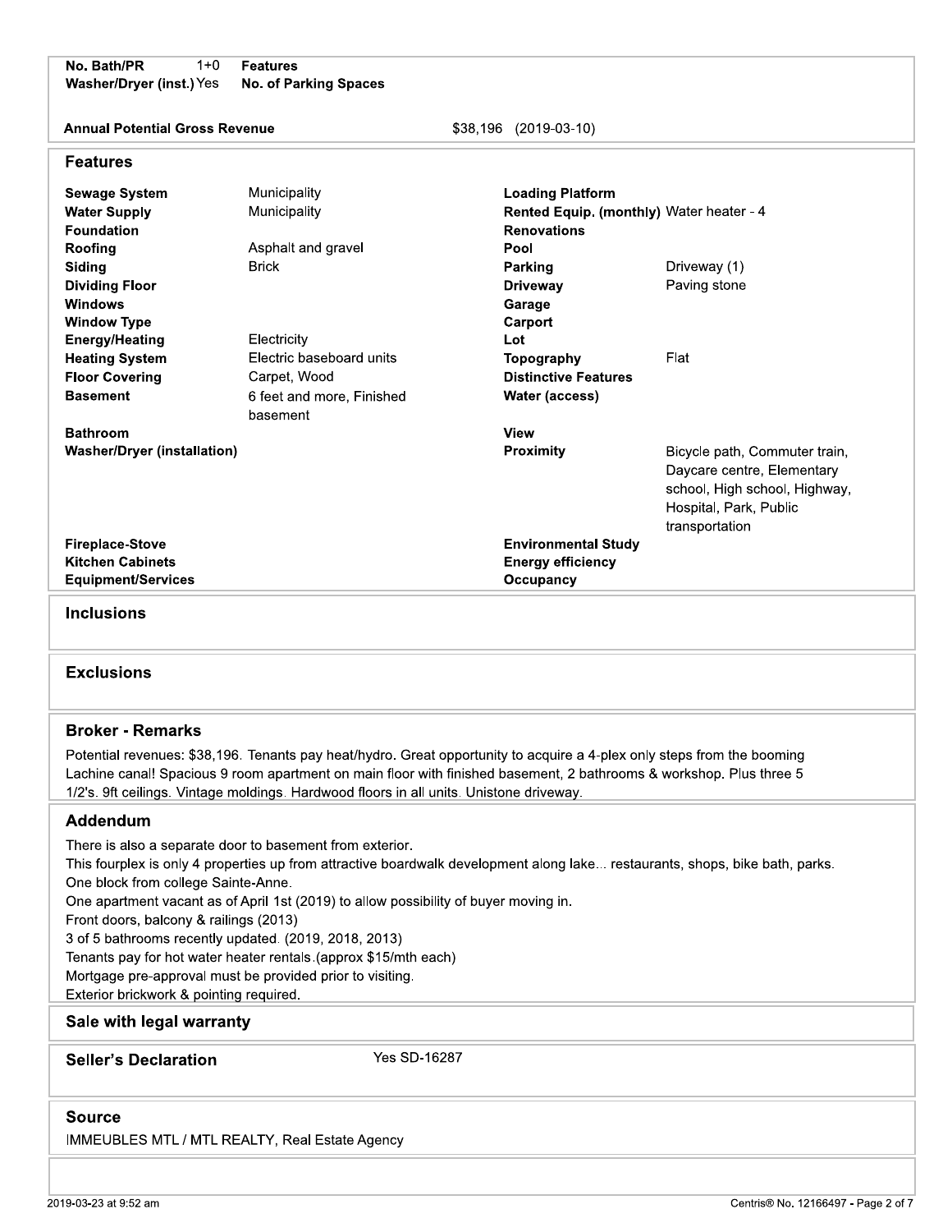| | | | |
|---|---|---|---|
| **No. Bath/PR** | 1+0 | **Features** | |
| **Washer/Dryer (inst.)** | Yes | **No. of Parking Spaces** | |

**Annual Potential Gross Revenue** $38,196 (2019-03-10)

## Features

| | | | |
|---|---|---|---|
| **Sewage System** | Municipality | **Loading Platform** | |
| **Water Supply** | Municipality | **Rented Equip. (monthly)** | Water heater - 4 |
| **Foundation** | | **Renovations** | |
| **Roofing** | Asphalt and gravel | **Pool** | |
| **Siding** | Brick | **Parking** | Driveway (1) |
| **Dividing Floor** | | **Driveway** | Paving stone |
| **Windows** | | **Garage** | |
| **Window Type** | | **Carport** | |
| **Energy/Heating** | Electricity | **Lot** | |
| **Heating System** | Electric baseboard units | **Topography** | Flat |
| **Floor Covering** | Carpet, Wood | **Distinctive Features** | |
| **Basement** | 6 feet and more, Finished basement | **Water (access)** | |
| **Bathroom** | | **View** | |
| **Washer/Dryer (installation)** | | **Proximity** | Bicycle path, Commuter train, Daycare centre, Elementary school, High school, Highway, Hospital, Park, Public transportation |
| **Fireplace-Stove** | | **Environmental Study** | |
| **Kitchen Cabinets** | | **Energy efficiency** | |
| **Equipment/Services** | | **Occupancy** | |

## Inclusions

## Exclusions

## Broker - Remarks

Potential revenues: $38,196. Tenants pay heat/hydro. Great opportunity to acquire a 4-plex only steps from the booming Lachine canal! Spacious 9 room apartment on main floor with finished basement, 2 bathrooms & workshop. Plus three 5 1/2's. 9ft ceilings. Vintage moldings. Hardwood floors in all units. Unistone driveway.

## Addendum

There is also a separate door to basement from exterior.
This fourplex is only 4 properties up from attractive boardwalk development along lake... restaurants, shops, bike bath, parks.
One block from college Sainte-Anne.
One apartment vacant as of April 1st (2019) to allow possibility of buyer moving in.
Front doors, balcony & railings (2013)
3 of 5 bathrooms recently updated. (2019, 2018, 2013)
Tenants pay for hot water heater rentals.(approx $15/mth each)
Mortgage pre-approval must be provided prior to visiting.
Exterior brickwork & pointing required.

## Sale with legal warranty

## Seller's Declaration

Yes SD-16287

## Source

IMMEUBLES MTL / MTL REALTY, Real Estate Agency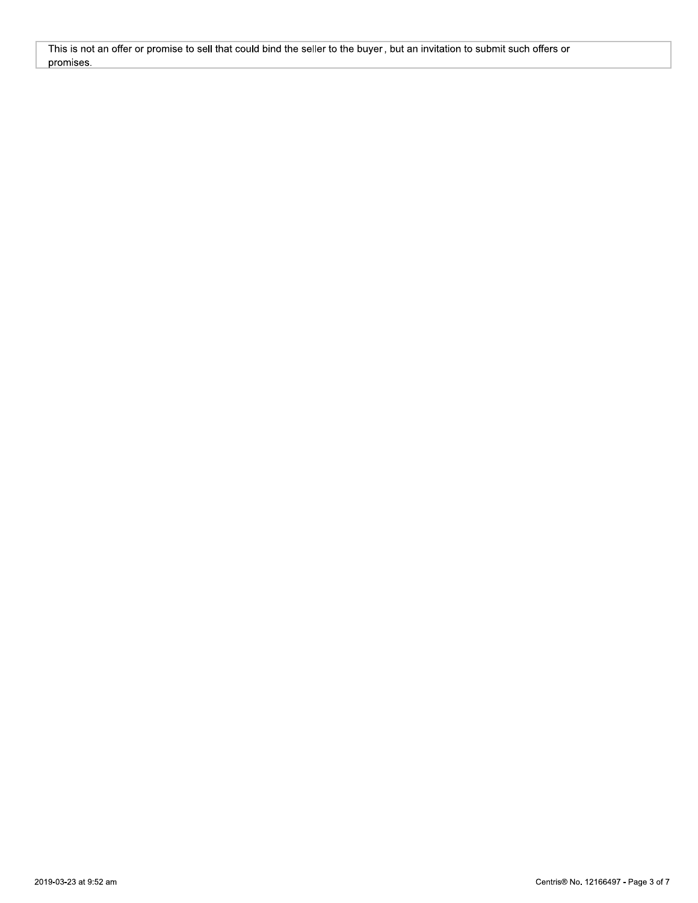This is not an offer or promise to sell that could bind the seller to the buyer, but an invitation to submit such offers or promises.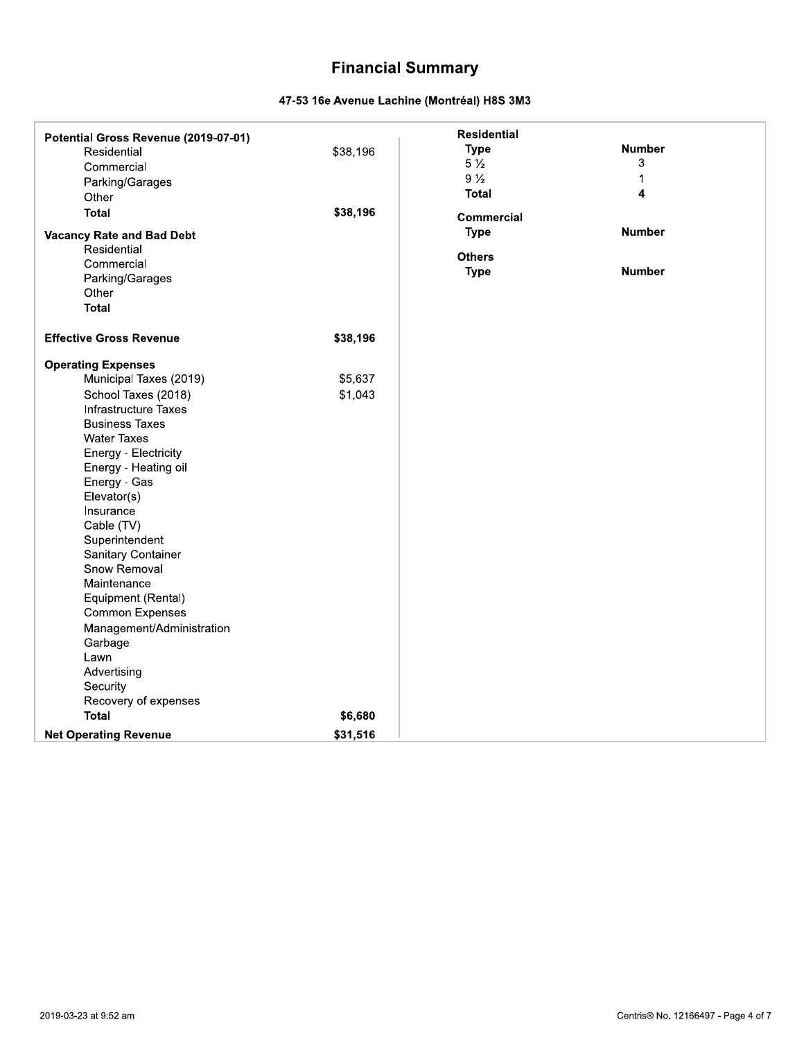# Financial Summary

### 47-53 16e Avenue Lachine (Montréal) H8S 3M3

| **Potential Gross Revenue (2019-07-01)** | |
|---|---|
| Residential | $38,196 |
| Commercial | |
| Parking/Garages | |
| Other | |
| **Total** | **$38,196** |
| **Vacancy Rate and Bad Debt** | |
| Residential | |
| Commercial | |
| Parking/Garages | |
| Other | |
| **Total** | |
| **Effective Gross Revenue** | **$38,196** |
| **Operating Expenses** | |
| Municipal Taxes (2019) | $5,637 |
| School Taxes (2018) | $1,043 |
| Infrastructure Taxes | |
| Business Taxes | |
| Water Taxes | |
| Energy - Electricity | |
| Energy - Heating oil | |
| Energy - Gas | |
| Elevator(s) | |
| Insurance | |
| Cable (TV) | |
| Superintendent | |
| Sanitary Container | |
| Snow Removal | |
| Maintenance | |
| Equipment (Rental) | |
| Common Expenses | |
| Management/Administration | |
| Garbage | |
| Lawn | |
| Advertising | |
| Security | |
| Recovery of expenses | |
| **Total** | **$6,680** |
| **Net Operating Revenue** | **$31,516** |

**Residential**

| **Type** | **Number** |
|---|---|
| 5 ½ | 3 |
| 9 ½ | 1 |
| **Total** | **4** |

**Commercial**

| **Type** | **Number** |
|---|---|

**Others**

| **Type** | **Number** |
|---|---|

2019-03-23 at 9:52 am

Centris® No. 12166497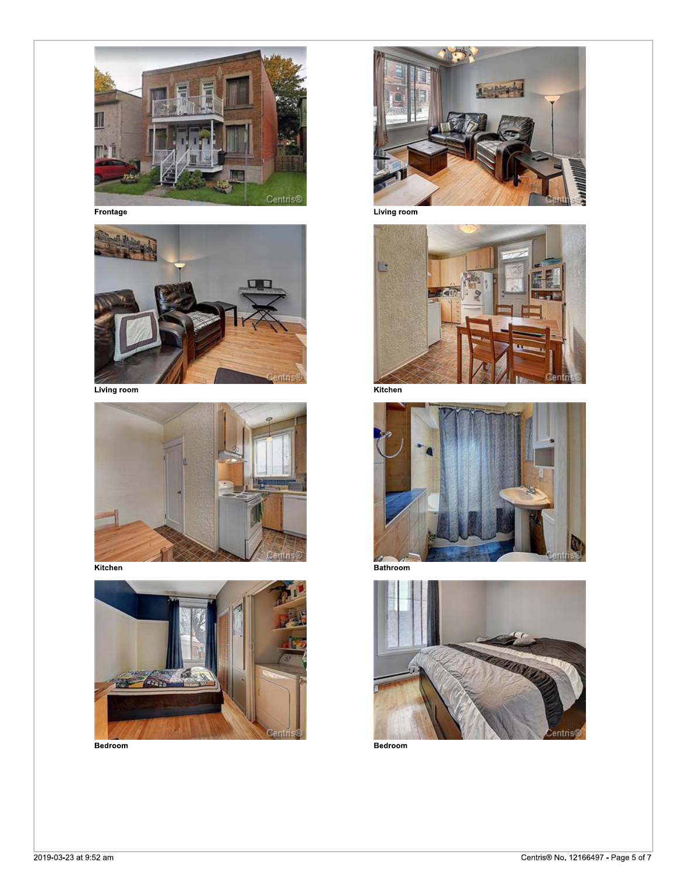Frontage

Living room

Living room

Kitchen

Kitchen

Bathroom

Bedroom

Bedroom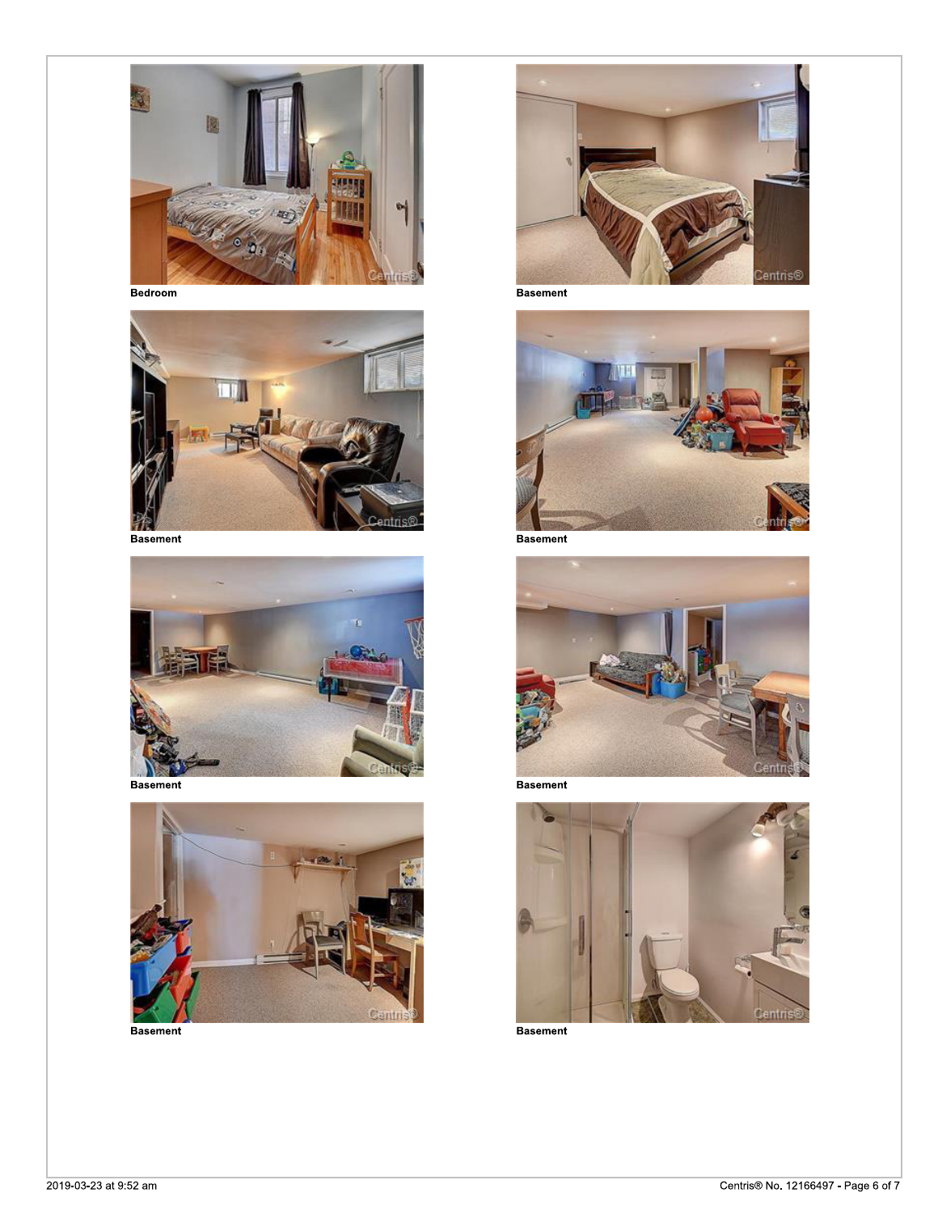Bedroom

Basement

Basement

Basement

Basement

Basement

Basement

Basement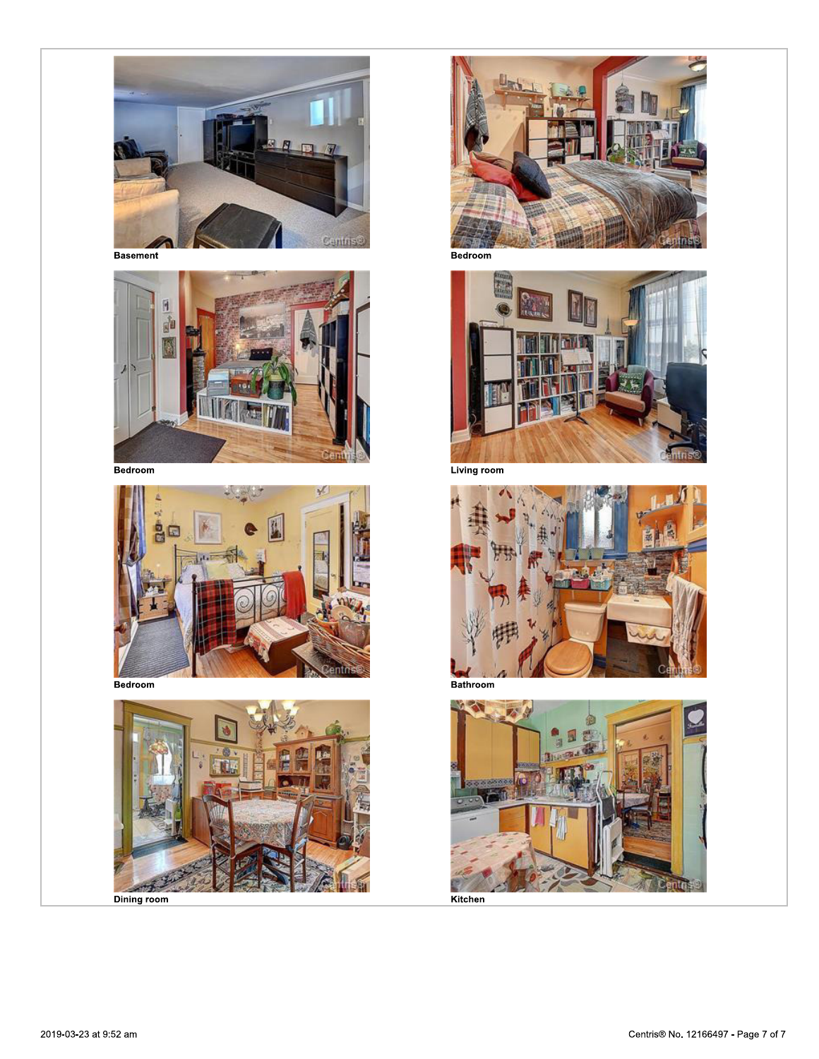Basement

Bedroom

Bedroom

Living room

Bedroom

Bathroom

Dining room

Kitchen